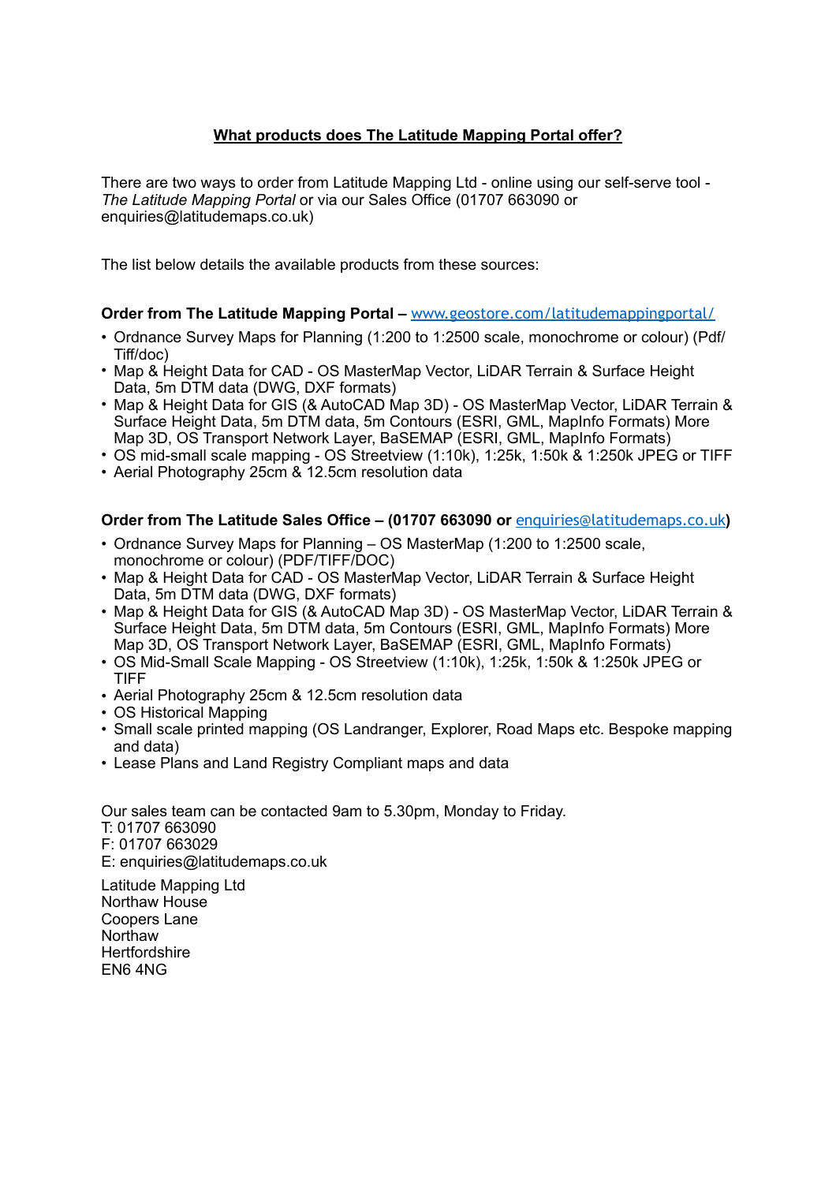# **What products does The Latitude Mapping Portal offer?**

There are two ways to order from Latitude Mapping Ltd - online using our self-serve tool - *The Latitude Mapping Portal* or via our Sales Office (01707 663090 or enquiries@latitudemaps.co.uk)

The list below details the available products from these sources:

**Order from The Latitude Mapping Portal –** [www.geostore.com/latitudemappingportal/](www.geostore.com/latitudemappingportal/)

- Ordnance Survey Maps for Planning (1:200 to 1:2500 scale, monochrome or colour) (Pdf/Tiff/doc)
- Map & Height Data for CAD - OS MasterMap Vector, LiDAR Terrain & Surface Height Data, 5m DTM data (DWG, DXF formats)
- Map & Height Data for GIS (& AutoCAD Map 3D) - OS MasterMap Vector, LiDAR Terrain & Surface Height Data, 5m DTM data, 5m Contours (ESRI, GML, MapInfo Formats) More Map 3D, OS Transport Network Layer, BaSEMAP (ESRI, GML, MapInfo Formats)
- OS mid-small scale mapping - OS Streetview (1:10k), 1:25k, 1:50k & 1:250k JPEG or TIFF
- Aerial Photography 25cm & 12.5cm resolution data

**Order from The Latitude Sales Office – (01707 663090 or** [enquiries@latitudemaps.co.uk](mailto:enquiries@latitudemaps.co.uk)**)**

- Ordnance Survey Maps for Planning – OS MasterMap (1:200 to 1:2500 scale, monochrome or colour) (PDF/TIFF/DOC)
- Map & Height Data for CAD - OS MasterMap Vector, LiDAR Terrain & Surface Height Data, 5m DTM data (DWG, DXF formats)
- Map & Height Data for GIS (& AutoCAD Map 3D) - OS MasterMap Vector, LiDAR Terrain & Surface Height Data, 5m DTM data, 5m Contours (ESRI, GML, MapInfo Formats) More Map 3D, OS Transport Network Layer, BaSEMAP (ESRI, GML, MapInfo Formats)
- OS Mid-Small Scale Mapping - OS Streetview (1:10k), 1:25k, 1:50k & 1:250k JPEG or TIFF
- Aerial Photography 25cm & 12.5cm resolution data
- OS Historical Mapping
- Small scale printed mapping (OS Landranger, Explorer, Road Maps etc. Bespoke mapping and data)
- Lease Plans and Land Registry Compliant maps and data

Our sales team can be contacted 9am to 5.30pm, Monday to Friday.
T: 01707 663090
F: 01707 663029
E: enquiries@latitudemaps.co.uk

Latitude Mapping Ltd
Northaw House
Coopers Lane
Northaw
Hertfordshire
EN6 4NG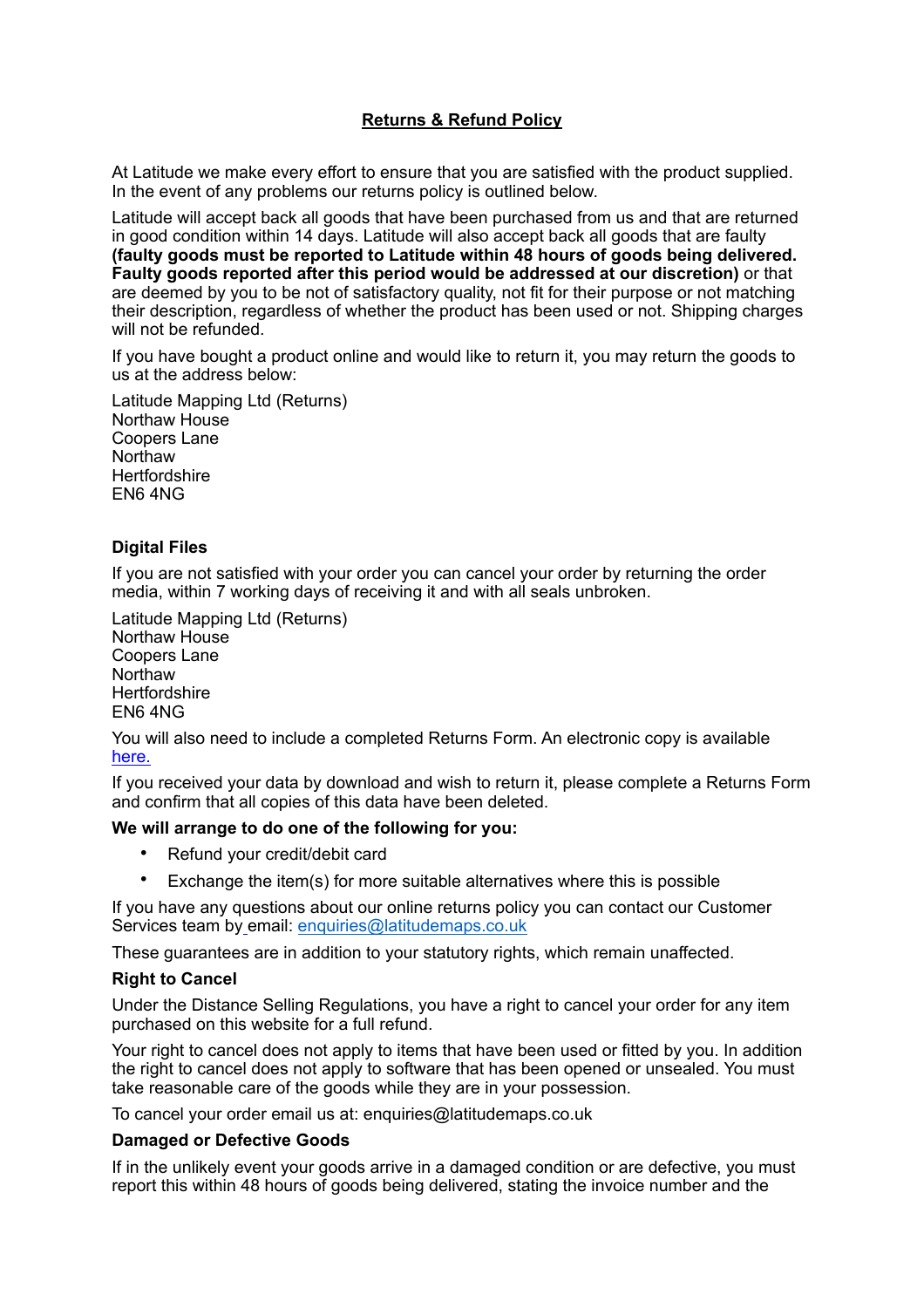# Returns & Refund Policy

At Latitude we make every effort to ensure that you are satisfied with the product supplied. In the event of any problems our returns policy is outlined below.

Latitude will accept back all goods that have been purchased from us and that are returned in good condition within 14 days. Latitude will also accept back all goods that are faulty **(faulty goods must be reported to Latitude within 48 hours of goods being delivered. Faulty goods reported after this period would be addressed at our discretion)** or that are deemed by you to be not of satisfactory quality, not fit for their purpose or not matching their description, regardless of whether the product has been used or not. Shipping charges will not be refunded.

If you have bought a product online and would like to return it, you may return the goods to us at the address below:

Latitude Mapping Ltd (Returns)
Northaw House
Coopers Lane
Northaw
Hertfordshire
EN6 4NG

### Digital Files

If you are not satisfied with your order you can cancel your order by returning the order media, within 7 working days of receiving it and with all seals unbroken.

Latitude Mapping Ltd (Returns)
Northaw House
Coopers Lane
Northaw
Hertfordshire
EN6 4NG

You will also need to include a completed Returns Form. An electronic copy is available [here.]

If you received your data by download and wish to return it, please complete a Returns Form and confirm that all copies of this data have been deleted.

**We will arrange to do one of the following for you:**

- Refund your credit/debit card
- Exchange the item(s) for more suitable alternatives where this is possible

If you have any questions about our online returns policy you can contact our Customer Services team by email: enquiries@latitudemaps.co.uk

These guarantees are in addition to your statutory rights, which remain unaffected.

### Right to Cancel

Under the Distance Selling Regulations, you have a right to cancel your order for any item purchased on this website for a full refund.

Your right to cancel does not apply to items that have been used or fitted by you. In addition the right to cancel does not apply to software that has been opened or unsealed. You must take reasonable care of the goods while they are in your possession.

To cancel your order email us at: enquiries@latitudemaps.co.uk

### Damaged or Defective Goods

If in the unlikely event your goods arrive in a damaged condition or are defective, you must report this within 48 hours of goods being delivered, stating the invoice number and the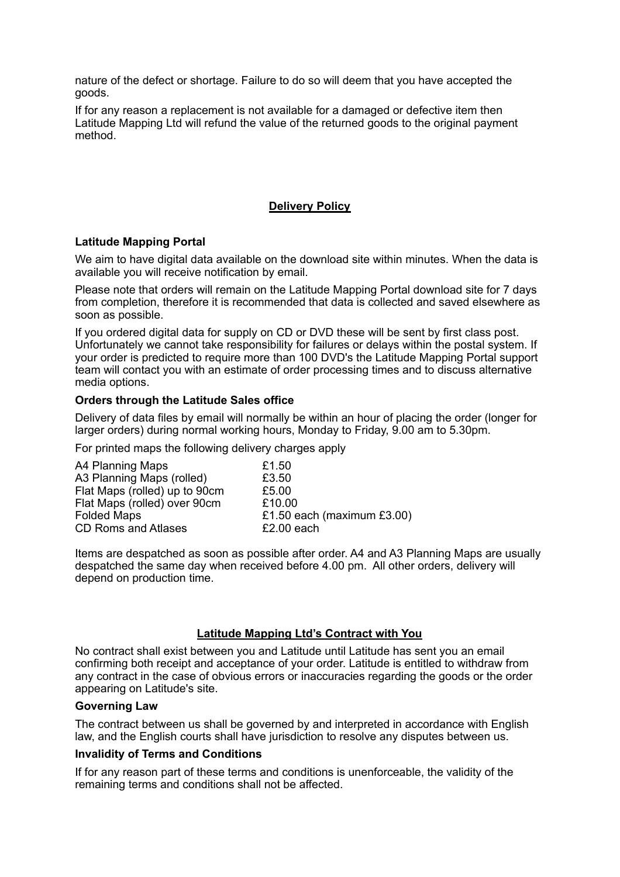nature of the defect or shortage. Failure to do so will deem that you have accepted the goods.

If for any reason a replacement is not available for a damaged or defective item then Latitude Mapping Ltd will refund the value of the returned goods to the original payment method.

## Delivery Policy

### Latitude Mapping Portal

We aim to have digital data available on the download site within minutes. When the data is available you will receive notification by email.

Please note that orders will remain on the Latitude Mapping Portal download site for 7 days from completion, therefore it is recommended that data is collected and saved elsewhere as soon as possible.

If you ordered digital data for supply on CD or DVD these will be sent by first class post. Unfortunately we cannot take responsibility for failures or delays within the postal system. If your order is predicted to require more than 100 DVD's the Latitude Mapping Portal support team will contact you with an estimate of order processing times and to discuss alternative media options.

### Orders through the Latitude Sales office

Delivery of data files by email will normally be within an hour of placing the order (longer for larger orders) during normal working hours, Monday to Friday, 9.00 am to 5.30pm.

For printed maps the following delivery charges apply

| | |
|---|---|
| A4 Planning Maps | £1.50 |
| A3 Planning Maps (rolled) | £3.50 |
| Flat Maps (rolled) up to 90cm | £5.00 |
| Flat Maps (rolled) over 90cm | £10.00 |
| Folded Maps | £1.50 each (maximum £3.00) |
| CD Roms and Atlases | £2.00 each |

Items are despatched as soon as possible after order. A4 and A3 Planning Maps are usually despatched the same day when received before 4.00 pm. All other orders, delivery will depend on production time.

## Latitude Mapping Ltd's Contract with You

No contract shall exist between you and Latitude until Latitude has sent you an email confirming both receipt and acceptance of your order. Latitude is entitled to withdraw from any contract in the case of obvious errors or inaccuracies regarding the goods or the order appearing on Latitude's site.

### Governing Law

The contract between us shall be governed by and interpreted in accordance with English law, and the English courts shall have jurisdiction to resolve any disputes between us.

### Invalidity of Terms and Conditions

If for any reason part of these terms and conditions is unenforceable, the validity of the remaining terms and conditions shall not be affected.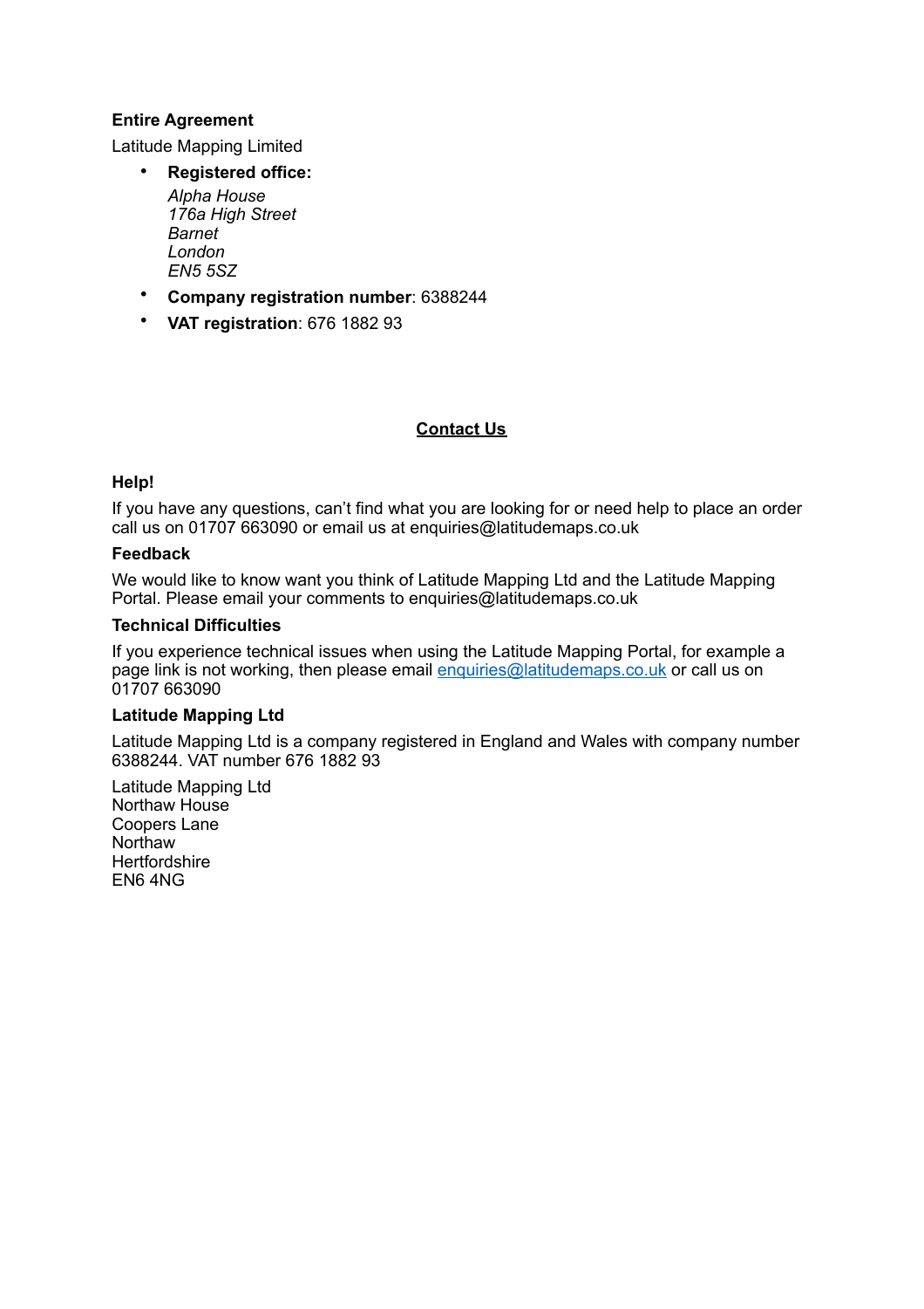**Entire Agreement**

Latitude Mapping Limited

- **Registered office:**
  *Alpha House*
  *176a High Street*
  *Barnet*
  *London*
  *EN5 5SZ*
- **Company registration number**: 6388244
- **VAT registration**: 676 1882 93

## Contact Us

**Help!**

If you have any questions, can't find what you are looking for or need help to place an order call us on 01707 663090 or email us at enquiries@latitudemaps.co.uk

**Feedback**

We would like to know want you think of Latitude Mapping Ltd and the Latitude Mapping Portal. Please email your comments to enquiries@latitudemaps.co.uk

**Technical Difficulties**

If you experience technical issues when using the Latitude Mapping Portal, for example a page link is not working, then please email enquiries@latitudemaps.co.uk or call us on 01707 663090

**Latitude Mapping Ltd**

Latitude Mapping Ltd is a company registered in England and Wales with company number 6388244. VAT number 676 1882 93

Latitude Mapping Ltd
Northaw House
Coopers Lane
Northaw
Hertfordshire
EN6 4NG